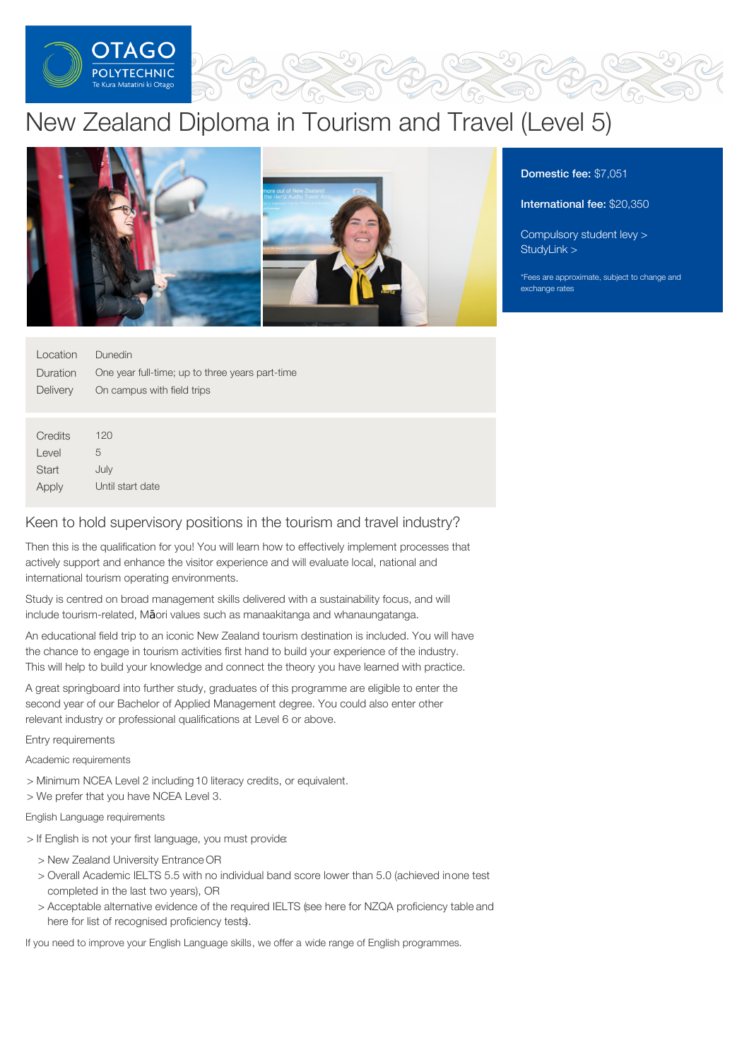# New Zealand Diploma in Tourism and Travel (Level 5)

**Domestic fee:** $7,051

**International fee:** $20,350

Compulsory student levy >
StudyLink >

*Fees are approximate, subject to change and exchange rates

| | |
|---|---|
| Location | Dunedin |
| Duration | One year full-time; up to three years part-time |
| Delivery | On campus with field trips |

| | |
|---|---|
| Credits | 120 |
| Level | 5 |
| Start | July |
| Apply | Until start date |

## Keen to hold supervisory positions in the tourism and travel industry?

Then this is the qualification for you! You will learn how to effectively implement processes that actively support and enhance the visitor experience and will evaluate local, national and international tourism operating environments.

Study is centred on broad management skills delivered with a sustainability focus, and will include tourism-related, Māori values such as manaakitanga and whanaungatanga.

An educational field trip to an iconic New Zealand tourism destination is included. You will have the chance to engage in tourism activities first hand to build your experience of the industry. This will help to build your knowledge and connect the theory you have learned with practice.

A great springboard into further study, graduates of this programme are eligible to enter the second year of our Bachelor of Applied Management degree. You could also enter other relevant industry or professional qualifications at Level 6 or above.

Entry requirements

Academic requirements

> Minimum NCEA Level 2 including 10 literacy credits, or equivalent.
> We prefer that you have NCEA Level 3.

English Language requirements

> If English is not your first language, you must provide:
  > New Zealand University Entrance OR
  > Overall Academic IELTS 5.5 with no individual band score lower than 5.0 (achieved in one test completed in the last two years), OR
  > Acceptable alternative evidence of the required IELTS (see here for NZQA proficiency table and here for list of recognised proficiency tests).

If you need to improve your English Language skills, we offer a wide range of English programmes.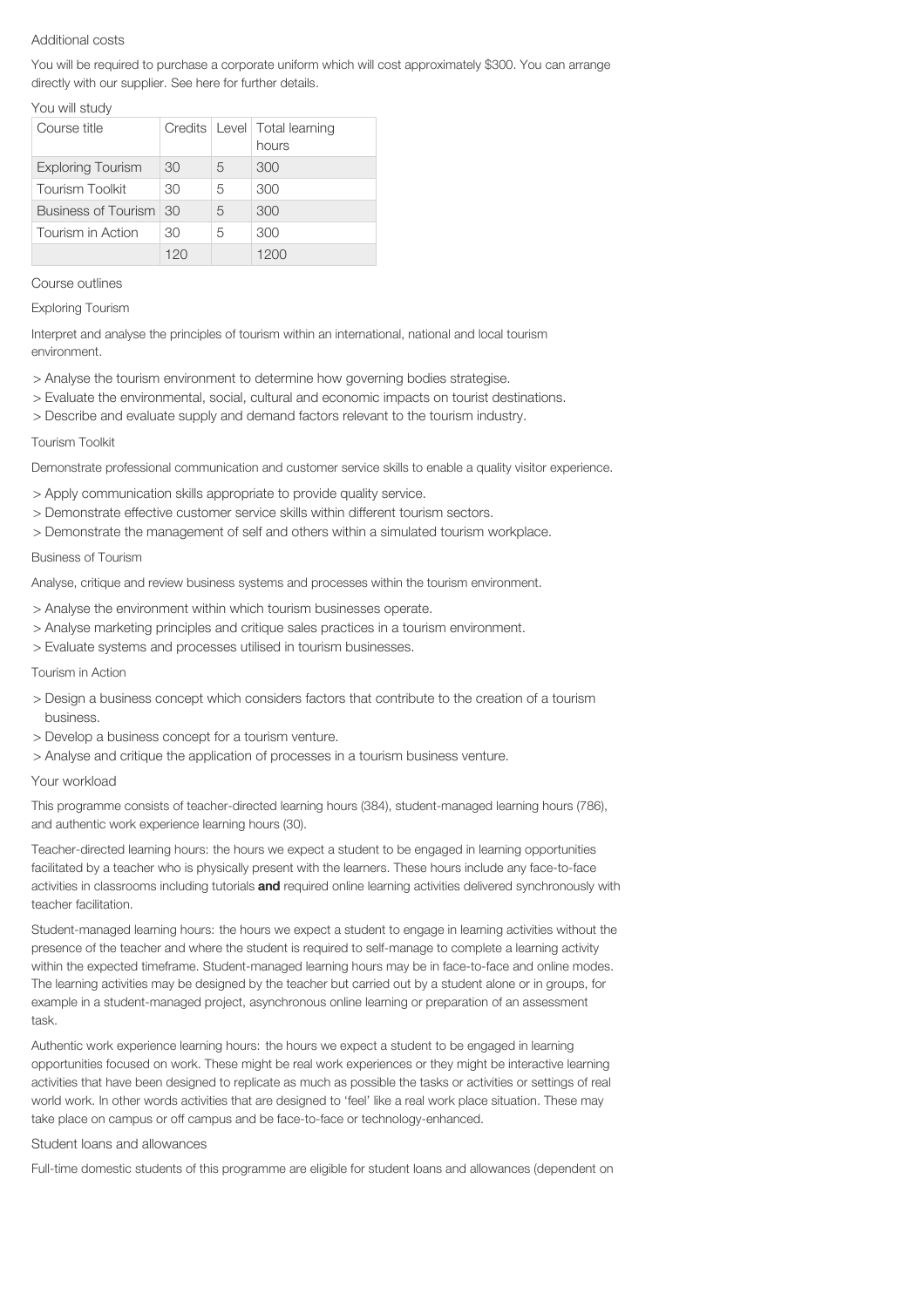## Additional costs

You will be required to purchase a corporate uniform which will cost approximately $300. You can arrange directly with our supplier. See here for further details.

## You will study

| Course title | Credits | Level | Total learning hours |
|---|---|---|---|
| Exploring Tourism | 30 | 5 | 300 |
| Tourism Toolkit | 30 | 5 | 300 |
| Business of Tourism | 30 | 5 | 300 |
| Tourism in Action | 30 | 5 | 300 |
| | 120 | | 1200 |

## Course outlines

### Exploring Tourism

Interpret and analyse the principles of tourism within an international, national and local tourism environment.

> Analyse the tourism environment to determine how governing bodies strategise.
> Evaluate the environmental, social, cultural and economic impacts on tourist destinations.
> Describe and evaluate supply and demand factors relevant to the tourism industry.

### Tourism Toolkit

Demonstrate professional communication and customer service skills to enable a quality visitor experience.

> Apply communication skills appropriate to provide quality service.
> Demonstrate effective customer service skills within different tourism sectors.
> Demonstrate the management of self and others within a simulated tourism workplace.

### Business of Tourism

Analyse, critique and review business systems and processes within the tourism environment.

> Analyse the environment within which tourism businesses operate.
> Analyse marketing principles and critique sales practices in a tourism environment.
> Evaluate systems and processes utilised in tourism businesses.

### Tourism in Action

> Design a business concept which considers factors that contribute to the creation of a tourism business.
> Develop a business concept for a tourism venture.
> Analyse and critique the application of processes in a tourism business venture.

## Your workload

This programme consists of teacher-directed learning hours (384), student-managed learning hours (786), and authentic work experience learning hours (30).

Teacher-directed learning hours: the hours we expect a student to be engaged in learning opportunities facilitated by a teacher who is physically present with the learners. These hours include any face-to-face activities in classrooms including tutorials **and** required online learning activities delivered synchronously with teacher facilitation.

Student-managed learning hours: the hours we expect a student to engage in learning activities without the presence of the teacher and where the student is required to self-manage to complete a learning activity within the expected timeframe. Student-managed learning hours may be in face-to-face and online modes. The learning activities may be designed by the teacher but carried out by a student alone or in groups, for example in a student-managed project, asynchronous online learning or preparation of an assessment task.

Authentic work experience learning hours: the hours we expect a student to be engaged in learning opportunities focused on work. These might be real work experiences or they might be interactive learning activities that have been designed to replicate as much as possible the tasks or activities or settings of real world work. In other words activities that are designed to 'feel' like a real work place situation. These may take place on campus or off campus and be face-to-face or technology-enhanced.

## Student loans and allowances

Full-time domestic students of this programme are eligible for student loans and allowances (dependent on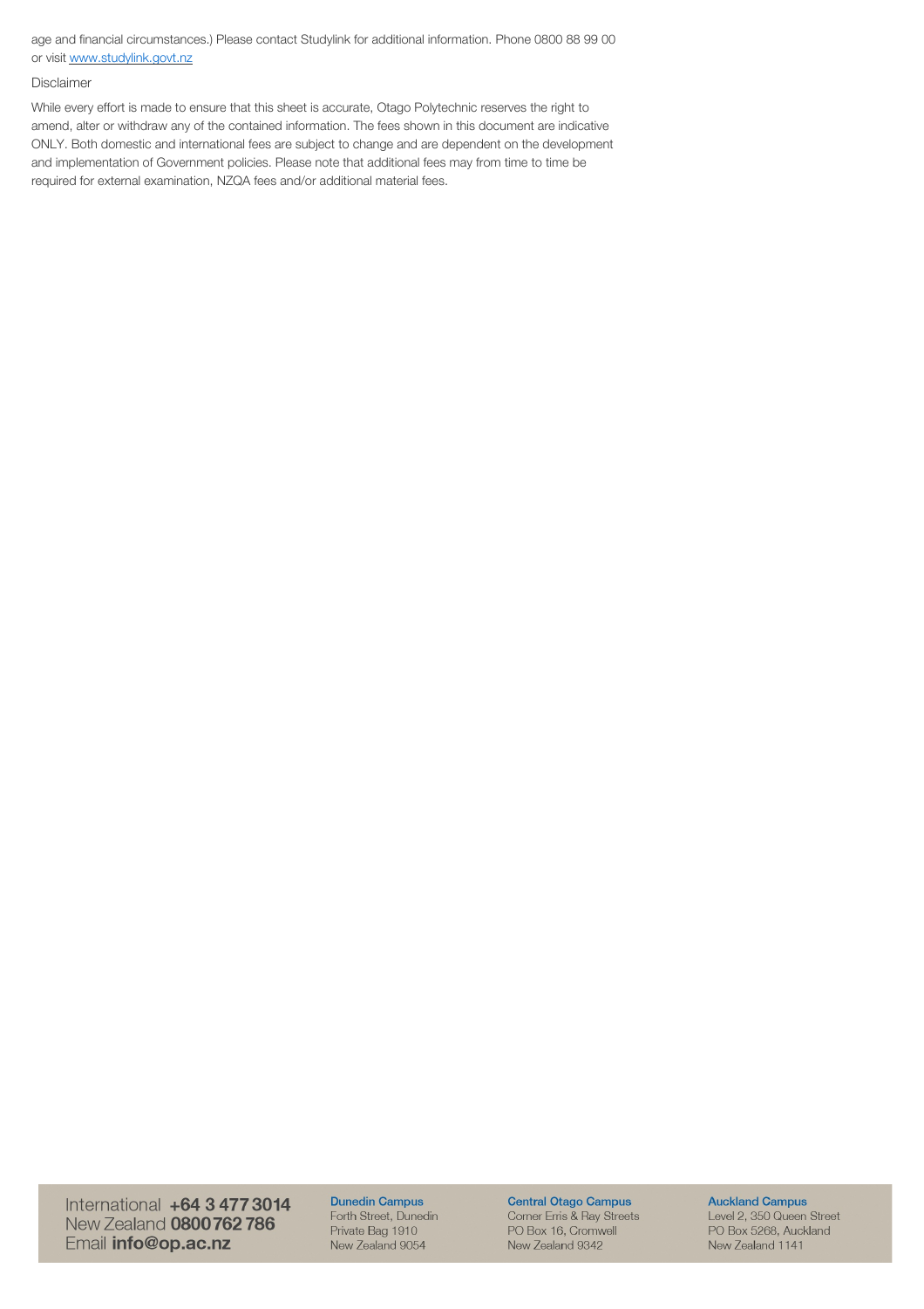age and financial circumstances.) Please contact Studylink for additional information. Phone 0800 88 99 00 or visit [www.studylink.govt.nz](http://www.studylink.govt.nz)

Disclaimer

While every effort is made to ensure that this sheet is accurate, Otago Polytechnic reserves the right to amend, alter or withdraw any of the contained information. The fees shown in this document are indicative ONLY. Both domestic and international fees are subject to change and are dependent on the development and implementation of Government policies. Please note that additional fees may from time to time be required for external examination, NZQA fees and/or additional material fees.

International **+64 3 477 3014**
New Zealand **0800 762 786**
Email **info@op.ac.nz**

**Dunedin Campus**
Forth Street, Dunedin
Private Bag 1910
New Zealand 9054

**Central Otago Campus**
Corner Erris & Ray Streets
PO Box 16, Cromwell
New Zealand 9342

**Auckland Campus**
Level 2, 350 Queen Street
PO Box 5268, Auckland
New Zealand 1141